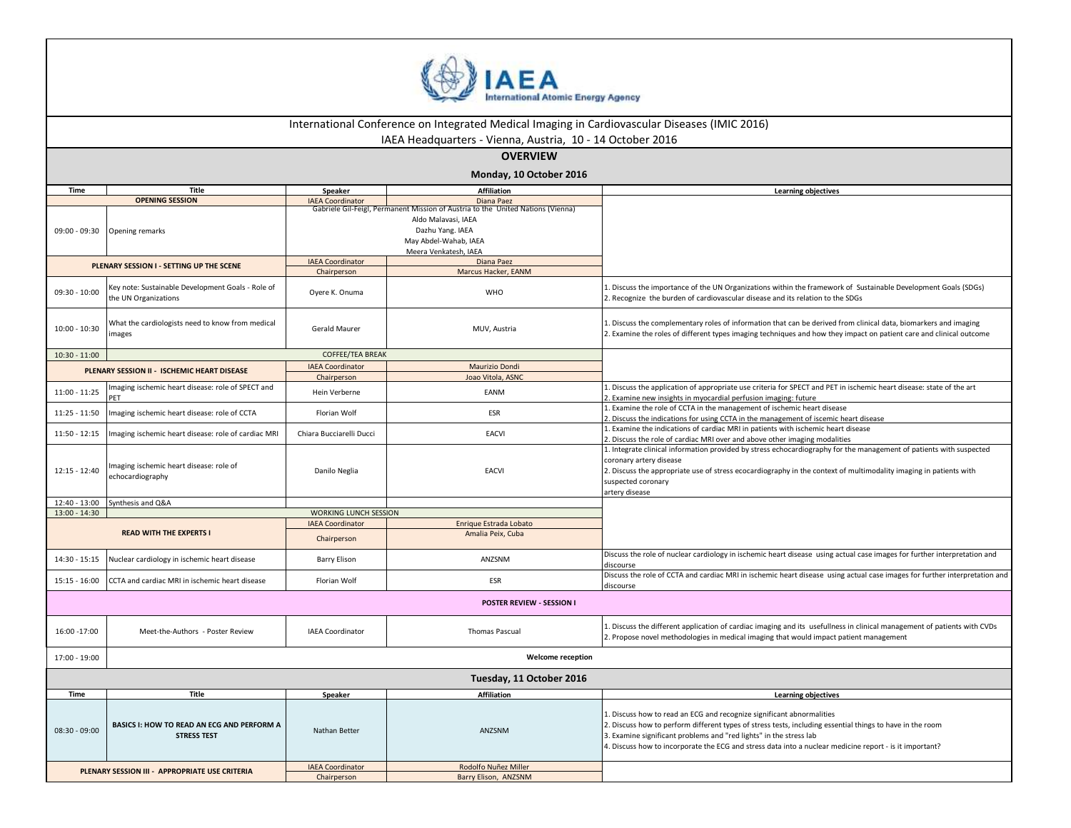IAEA International Atomic Energy Agency

# International Conference on Integrated Medical Imaging in Cardiovascular Diseases (IMIC 2016)

IAEA Headquarters - Vienna, Austria, 10 - 14 October 2016

## OVERVIEW

### Monday, 10 October 2016

| Time | Title | Speaker | Affiliation | Learning objectives |
|---|---|---|---|---|
| **OPENING SESSION** | | IAEA Coordinator | Diana Paez | |
| 09:00 - 09:30 | Opening remarks | Gabriele Gil-Feigl, Permanent Mission of Austria to the United Nations (Vienna)<br>Aldo Malavasi, IAEA<br>Dazhu Yang. IAEA<br>May Abdel-Wahab, IAEA<br>Meera Venkatesh, IAEA | | |
| **PLENARY SESSION I - SETTING UP THE SCENE** | | IAEA Coordinator | Diana Paez | |
| | | Chairperson | Marcus Hacker, EANM | |
| 09:30 - 10:00 | Key note: Sustainable Development Goals - Role of the UN Organizations | Oyere K. Onuma | WHO | 1. Discuss the importance of the UN Organizations within the framework of Sustainable Development Goals (SDGs)<br>2. Recognize the burden of cardiovascular disease and its relation to the SDGs |
| 10:00 - 10:30 | What the cardiologists need to know from medical images | Gerald Maurer | MUV, Austria | 1. Discuss the complementary roles of information that can be derived from clinical data, biomarkers and imaging<br>2. Examine the roles of different types imaging techniques and how they impact on patient care and clinical outcome |
| 10:30 - 11:00 | COFFEE/TEA BREAK | | | |
| **PLENARY SESSION II - ISCHEMIC HEART DISEASE** | | IAEA Coordinator | Maurizio Dondi | |
| | | Chairperson | Joao Vitola, ASNC | |
| 11:00 - 11:25 | Imaging ischemic heart disease: role of SPECT and PET | Hein Verberne | EANM | 1. Discuss the application of appropriate use criteria for SPECT and PET in ischemic heart disease: state of the art<br>2. Examine new insights in myocardial perfusion imaging: future |
| 11:25 - 11:50 | Imaging ischemic heart disease: role of CCTA | Florian Wolf | ESR | 1. Examine the role of CCTA in the management of ischemic heart disease<br>2. Discuss the indications for using CCTA in the management of iscemic heart disease |
| 11:50 - 12:15 | Imaging ischemic heart disease: role of cardiac MRI | Chiara Bucciarelli Ducci | EACVI | 1. Examine the indications of cardiac MRI in patients with ischemic heart disease<br>2. Discuss the role of cardiac MRI over and above other imaging modalities |
| 12:15 - 12:40 | Imaging ischemic heart disease: role of echocardiography | Danilo Neglia | EACVI | 1. Integrate clinical information provided by stress echocardiography for the management of patients with suspected coronary artery disease<br>2. Discuss the appropriate use of stress ecocardiography in the context of multimodality imaging in patients with suspected coronary artery disease |
| 12:40 - 13:00 | Synthesis and Q&A | | | |
| 13:00 - 14:30 | WORKING LUNCH SESSION | | | |
| **READ WITH THE EXPERTS I** | | IAEA Coordinator | Enrique Estrada Lobato | |
| | | Chairperson | Amalia Peix, Cuba | |
| 14:30 - 15:15 | Nuclear cardiology in ischemic heart disease | Barry Elison | ANZSNM | Discuss the role of nuclear cardiology in ischemic heart disease using actual case images for further interpretation and discourse |
| 15:15 - 16:00 | CCTA and cardiac MRI in ischemic heart disease | Florian Wolf | ESR | Discuss the role of CCTA and cardiac MRI in ischemic heart disease using actual case images for further interpretation and discourse |
| **POSTER REVIEW - SESSION I** | | | | |
| 16:00 -17:00 | Meet-the-Authors - Poster Review | IAEA Coordinator | Thomas Pascual | 1. Discuss the different application of cardiac imaging and its usefullness in clinical management of patients with CVDs<br>2. Propose novel methodologies in medical imaging that would impact patient management |
| 17:00 - 19:00 | **Welcome reception** | | | |

### Tuesday, 11 October 2016

| Time | Title | Speaker | Affiliation | Learning objectives |
|---|---|---|---|---|
| 08:30 - 09:00 | **BASICS I: HOW TO READ AN ECG AND PERFORM A STRESS TEST** | Nathan Better | ANZSNM | 1. Discuss how to read an ECG and recognize significant abnormalities<br>2. Discuss how to perform different types of stress tests, including essential things to have in the room<br>3. Examine significant problems and "red lights" in the stress lab<br>4. Discuss how to incorporate the ECG and stress data into a nuclear medicine report - is it important? |
| **PLENARY SESSION III - APPROPRIATE USE CRITERIA** | | IAEA Coordinator | Rodolfo Nuñez Miller | |
| | | Chairperson | Barry Elison, ANZSNM | |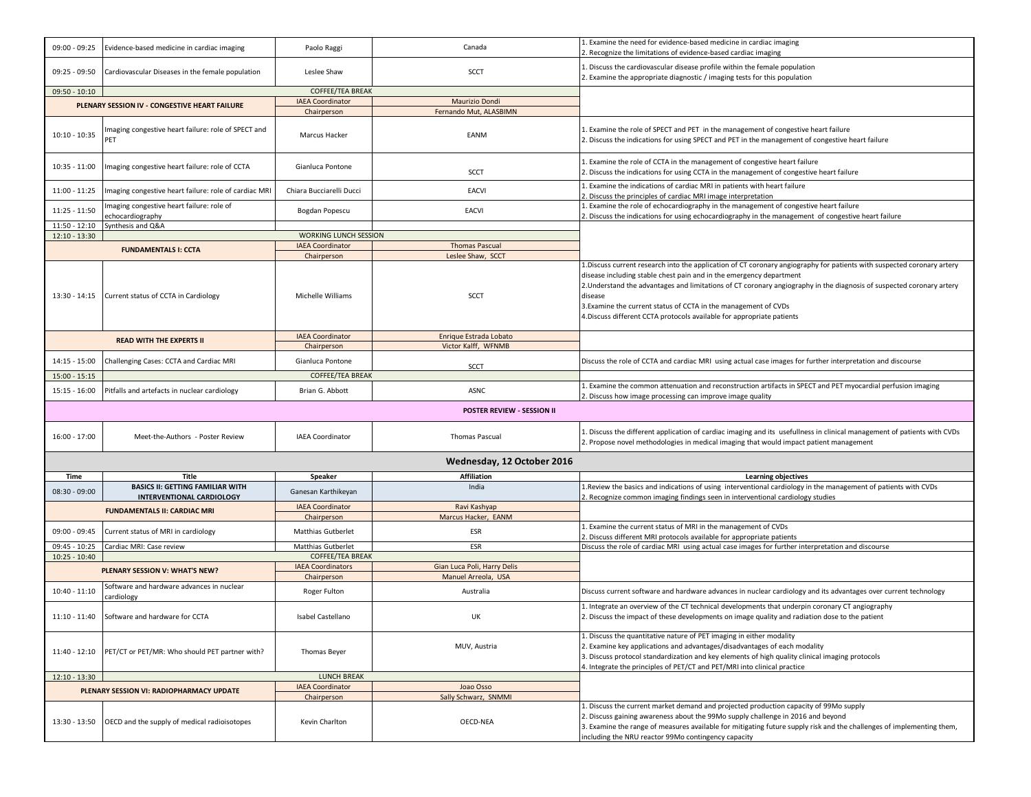| | | | | |
|---|---|---|---|---|
| 09:00 - 09:25 | Evidence-based medicine in cardiac imaging | Paolo Raggi | Canada | 1. Examine the need for evidence-based medicine in cardiac imaging<br>2. Recognize the limitations of evidence-based cardiac imaging |
| 09:25 - 09:50 | Cardiovascular Diseases in the female population | Leslee Shaw | SCCT | 1. Discuss the cardiovascular disease profile within the female population<br>2. Examine the appropriate diagnostic / imaging tests for this population |
| 09:50 - 10:10 | | COFFEE/TEA BREAK | | |
| **PLENARY SESSION IV - CONGESTIVE HEART FAILURE** | | IAEA Coordinator | Maurizio Dondi | |
| | | Chairperson | Fernando Mut, ALASBIMN | |
| 10:10 - 10:35 | Imaging congestive heart failure: role of SPECT and PET | Marcus Hacker | EANM | 1. Examine the role of SPECT and PET in the management of congestive heart failure<br>2. Discuss the indications for using SPECT and PET in the management of congestive heart failure |
| 10:35 - 11:00 | Imaging congestive heart failure: role of CCTA | Gianluca Pontone | SCCT | 1. Examine the role of CCTA in the management of congestive heart failure<br>2. Discuss the indications for using CCTA in the management of congestive heart failure |
| 11:00 - 11:25 | Imaging congestive heart failure: role of cardiac MRI | Chiara Bucciarelli Ducci | EACVI | 1. Examine the indications of cardiac MRI in patients with heart failure<br>2. Discuss the principles of cardiac MRI image interpretation |
| 11:25 - 11:50 | Imaging congestive heart failure: role of echocardiography | Bogdan Popescu | EACVI | 1. Examine the role of echocardiography in the management of congestive heart failure<br>2. Discuss the indications for using echocardiography in the management of congestive heart failure |
| 11:50 - 12:10 | Synthesis and Q&A | | | |
| 12:10 - 13:30 | | WORKING LUNCH SESSION | | |
| **FUNDAMENTALS I: CCTA** | | IAEA Coordinator | Thomas Pascual | |
| | | Chairperson | Leslee Shaw, SCCT | |
| 13:30 - 14:15 | Current status of CCTA in Cardiology | Michelle Williams | SCCT | 1.Discuss current research into the application of CT coronary angiography for patients with suspected coronary artery disease including stable chest pain and in the emergency department<br>2.Understand the advantages and limitations of CT coronary angiography in the diagnosis of suspected coronary artery disease<br>3.Examine the current status of CCTA in the management of CVDs<br>4.Discuss different CCTA protocols available for appropriate patients |
| **READ WITH THE EXPERTS II** | | IAEA Coordinator | Enrique Estrada Lobato | |
| | | Chairperson | Victor Kalff, WFNMB | |
| 14:15 - 15:00 | Challenging Cases: CCTA and Cardiac MRI | Gianluca Pontone | SCCT | Discuss the role of CCTA and cardiac MRI using actual case images for further interpretation and discourse |
| 15:00 - 15:15 | | COFFEE/TEA BREAK | | |
| 15:15 - 16:00 | Pitfalls and artefacts in nuclear cardiology | Brian G. Abbott | ASNC | 1. Examine the common attenuation and reconstruction artifacts in SPECT and PET myocardial perfusion imaging<br>2. Discuss how image processing can improve image quality |
| | | | **POSTER REVIEW - SESSION II** | |
| 16:00 - 17:00 | Meet-the-Authors - Poster Review | IAEA Coordinator | Thomas Pascual | 1. Discuss the different application of cardiac imaging and its usefullness in clinical management of patients with CVDs<br>2. Propose novel methodologies in medical imaging that would impact patient management |

## Wednesday, 12 October 2016

| Time | Title | Speaker | Affiliation | Learning objectives |
|---|---|---|---|---|
| 08:30 - 09:00 | **BASICS II: GETTING FAMILIAR WITH INTERVENTIONAL CARDIOLOGY** | Ganesan Karthikeyan | India | 1.Review the basics and indications of using interventional cardiology in the management of patients with CVDs<br>2. Recognize common imaging findings seen in interventional cardiology studies |
| **FUNDAMENTALS II: CARDIAC MRI** | | IAEA Coordinator | Ravi Kashyap | |
| | | Chairperson | Marcus Hacker, EANM | |
| 09:00 - 09:45 | Current status of MRI in cardiology | Matthias Gutberlet | ESR | 1. Examine the current status of MRI in the management of CVDs<br>2. Discuss different MRI protocols available for appropriate patients |
| 09:45 - 10:25 | Cardiac MRI: Case review | Matthias Gutberlet | ESR | Discuss the role of cardiac MRI using actual case images for further interpretation and discourse |
| 10:25 - 10:40 | | COFFEE/TEA BREAK | | |
| **PLENARY SESSION V: WHAT'S NEW?** | | IAEA Coordinators | Gian Luca Poli, Harry Delis | |
| | | Chairperson | Manuel Arreola, USA | |
| 10:40 - 11:10 | Software and hardware advances in nuclear cardiology | Roger Fulton | Australia | Discuss current software and hardware advances in nuclear cardiology and its advantages over current technology |
| 11:10 - 11:40 | Software and hardware for CCTA | Isabel Castellano | UK | 1. Integrate an overview of the CT technical developments that underpin coronary CT angiography<br>2. Discuss the impact of these developments on image quality and radiation dose to the patient |
| 11:40 - 12:10 | PET/CT or PET/MR: Who should PET partner with? | Thomas Beyer | MUV, Austria | 1. Discuss the quantitative nature of PET imaging in either modality<br>2. Examine key applications and advantages/disadvantages of each modality<br>3. Discuss protocol standardization and key elements of high quality clinical imaging protocols<br>4. Integrate the principles of PET/CT and PET/MRI into clinical practice |
| 12:10 - 13:30 | | LUNCH BREAK | | |
| **PLENARY SESSION VI: RADIOPHARMACY UPDATE** | | IAEA Coordinator | Joao Osso | |
| | | Chairperson | Sally Schwarz, SNMMI | |
| 13:30 - 13:50 | OECD and the supply of medical radioisotopes | Kevin Charlton | OECD-NEA | 1. Discuss the current market demand and projected production capacity of 99Mo supply<br>2. Discuss gaining awareness about the 99Mo supply challenge in 2016 and beyond<br>3. Examine the range of measures available for mitigating future supply risk and the challenges of implementing them, including the NRU reactor 99Mo contingency capacity |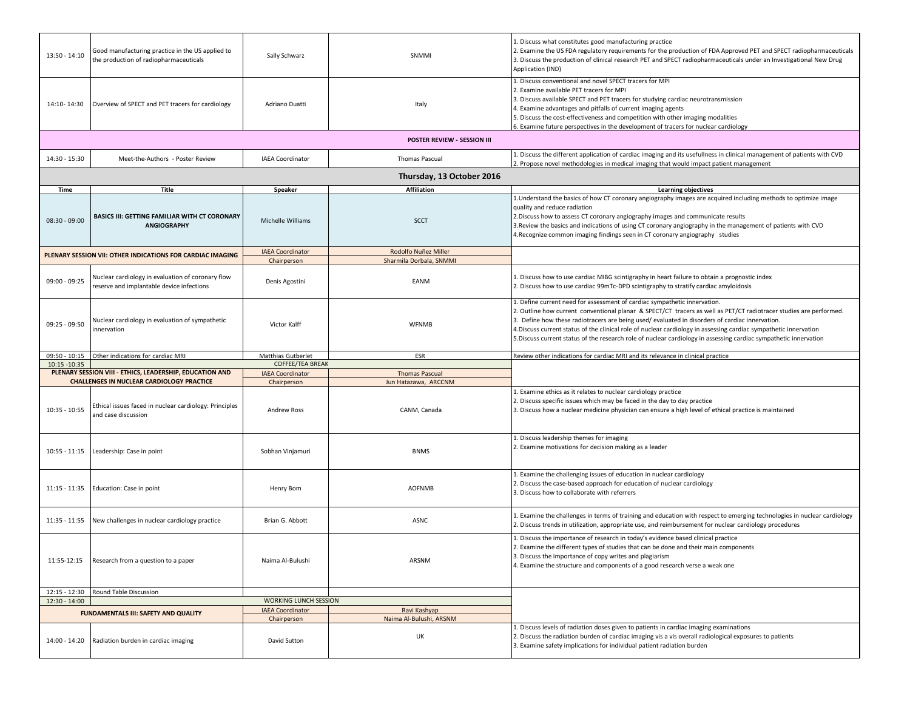| Time | Title | Speaker | Affiliation | Learning objectives |
|---|---|---|---|---|
| 13:50 - 14:10 | Good manufacturing practice in the US applied to the production of radiopharmaceuticals | Sally Schwarz | SNMMI | 1. Discuss what constitutes good manufacturing practice<br>2. Examine the US FDA regulatory requirements for the production of FDA Approved PET and SPECT radiopharmaceuticals<br>3. Discuss the production of clinical research PET and SPECT radiopharmaceuticals under an Investigational New Drug Application (IND) |
| 14:10- 14:30 | Overview of SPECT and PET tracers for cardiology | Adriano Duatti | Italy | 1. Discuss conventional and novel SPECT tracers for MPI<br>2. Examine available PET tracers for MPI<br>3. Discuss available SPECT and PET tracers for studying cardiac neurotransmission<br>4. Examine advantages and pitfalls of current imaging agents<br>5. Discuss the cost-effectiveness and competition with other imaging modalities<br>6. Examine future perspectives in the development of tracers for nuclear cardiology |
| | | | **POSTER REVIEW - SESSION III** | |
| 14:30 - 15:30 | Meet-the-Authors - Poster Review | IAEA Coordinator | Thomas Pascual | 1. Discuss the different application of cardiac imaging and its usefullness in clinical management of patients with CVD<br>2. Propose novel methodologies in medical imaging that would impact patient management |
| | | | **Thursday, 13 October 2016** | |
| **Time** | **Title** | **Speaker** | **Affiliation** | **Learning objectives** |
| 08:30 - 09:00 | **BASICS III: GETTING FAMILIAR WITH CT CORONARY ANGIOGRAPHY** | Michelle Williams | SCCT | 1.Understand the basics of how CT coronary angiography images are acquired including methods to optimize image quality and reduce radiation<br>2.Discuss how to assess CT coronary angiography images and communicate results<br>3.Review the basics and indications of using CT coronary angiography in the management of patients with CVD<br>4.Recognize common imaging findings seen in CT coronary angiography studies |
| **PLENARY SESSION VII: OTHER INDICATIONS FOR CARDIAC IMAGING** | | IAEA Coordinator | Rodolfo Nuñez Miller | |
| | | Chairperson | Sharmila Dorbala, SNMMI | |
| 09:00 - 09:25 | Nuclear cardiology in evaluation of coronary flow reserve and implantable device infections | Denis Agostini | EANM | 1. Discuss how to use cardiac MIBG scintigraphy in heart failure to obtain a prognostic index<br>2. Discuss how to use cardiac 99mTc-DPD scintigraphy to stratify cardiac amyloidosis |
| 09:25 - 09:50 | Nuclear cardiology in evaluation of sympathetic innervation | Victor Kalff | WFNMB | 1. Define current need for assessment of cardiac sympathetic innervation.<br>2. Outline how current conventional planar & SPECT/CT tracers as well as PET/CT radiotracer studies are performed.<br>3. Define how these radiotracers are being used/ evaluated in disorders of cardiac innervation.<br>4.Discuss current status of the clinical role of nuclear cardiology in assessing cardiac sympathetic innervation<br>5.Discuss current status of the research role of nuclear cardiology in assessing cardiac sympathetic innervation |
| 09:50 - 10:15 | Other indications for cardiac MRI | Matthias Gutberlet | ESR | Review other indications for cardiac MRI and its relevance in clinical practice |
| 10:15 -10:35 | | COFFEE/TEA BREAK | | |
| **PLENARY SESSION VIII - ETHICS, LEADERSHIP, EDUCATION AND CHALLENGES IN NUCLEAR CARDIOLOGY PRACTICE** | | IAEA Coordinator | Thomas Pascual | |
| | | Chairperson | Jun Hatazawa, ARCCNM | |
| 10:35 - 10:55 | Ethical issues faced in nuclear cardiology: Principles and case discussion | Andrew Ross | CANM, Canada | 1. Examine ethics as it relates to nuclear cardiology practice<br>2. Discuss specific issues which may be faced in the day to day practice<br>3. Discuss how a nuclear medicine physician can ensure a high level of ethical practice is maintained |
| 10:55 - 11:15 | Leadership: Case in point | Sobhan Vinjamuri | BNMS | 1. Discuss leadership themes for imaging<br>2. Examine motivations for decision making as a leader |
| 11:15 - 11:35 | Education: Case in point | Henry Bom | AOFNMB | 1. Examine the challenging issues of education in nuclear cardiology<br>2. Discuss the case-based approach for education of nuclear cardiology<br>3. Discuss how to collaborate with referrers |
| 11:35 - 11:55 | New challenges in nuclear cardiology practice | Brian G. Abbott | ASNC | 1. Examine the challenges in terms of training and education with respect to emerging technologies in nuclear cardiology<br>2. Discuss trends in utilization, appropriate use, and reimbursement for nuclear cardiology procedures |
| 11:55-12:15 | Research from a question to a paper | Naima Al-Bulushi | ARSNM | 1. Discuss the importance of research in today's evidence based clinical practice<br>2. Examine the different types of studies that can be done and their main components<br>3. Discuss the importance of copy writes and plagiarism<br>4. Examine the structure and components of a good research verse a weak one |
| 12:15 - 12:30 | Round Table Discussion | | | |
| 12:30 - 14:00 | | WORKING LUNCH SESSION | | |
| **FUNDAMENTALS III: SAFETY AND QUALITY** | | IAEA Coordinator | Ravi Kashyap | |
| | | Chairperson | Naima Al-Bulushi, ARSNM | |
| 14:00 - 14:20 | Radiation burden in cardiac imaging | David Sutton | UK | 1. Discuss levels of radiation doses given to patients in cardiac imaging examinations<br>2. Discuss the radiation burden of cardiac imaging vis a vis overall radiological exposures to patients<br>3. Examine safety implications for individual patient radiation burden |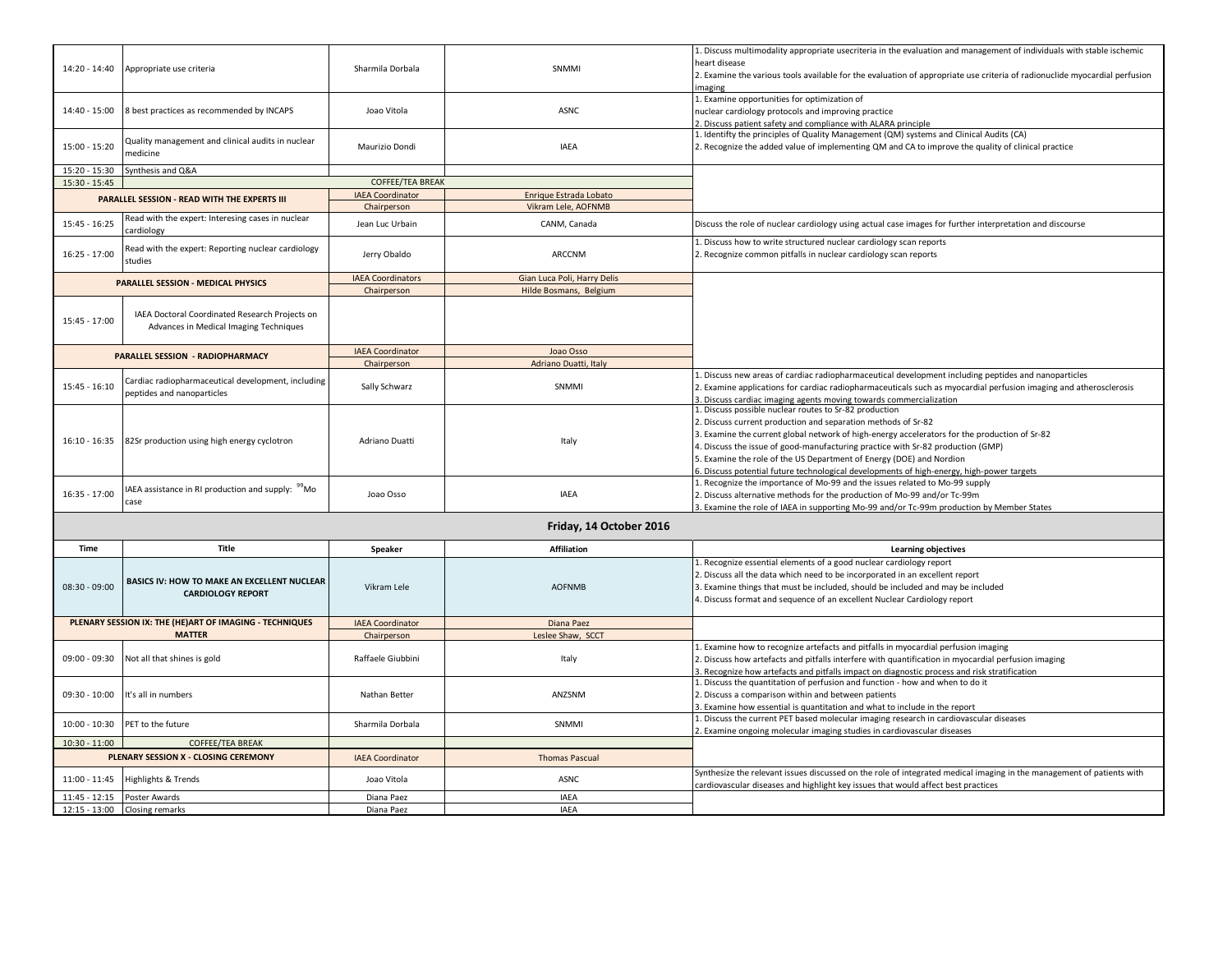| | | | | |
|---|---|---|---|---|
| 14:20 - 14:40 | Appropriate use criteria | Sharmila Dorbala | SNMMI | 1. Discuss multimodality appropriate usecriteria in the evaluation and management of individuals with stable ischemic heart disease<br>2. Examine the various tools available for the evaluation of appropriate use criteria of radionuclide myocardial perfusion imaging |
| 14:40 - 15:00 | 8 best practices as recommended by INCAPS | Joao Vitola | ASNC | 1. Examine opportunities for optimization of nuclear cardiology protocols and improving practice<br>2. Discuss patient safety and compliance with ALARA principle |
| 15:00 - 15:20 | Quality management and clinical audits in nuclear medicine | Maurizio Dondi | IAEA | 1. Identifty the principles of Quality Management (QM) systems and Clinical Audits (CA)<br>2. Recognize the added value of implementing QM and CA to improve the quality of clinical practice |
| 15:20 - 15:30 | Synthesis and Q&A | | | |
| 15:30 - 15:45 | | COFFEE/TEA BREAK | | |
| **PARALLEL SESSION - READ WITH THE EXPERTS III** | | IAEA Coordinator | Enrique Estrada Lobato | |
| | | Chairperson | Vikram Lele, AOFNMB | |
| 15:45 - 16:25 | Read with the expert: Interesing cases in nuclear cardiology | Jean Luc Urbain | CANM, Canada | Discuss the role of nuclear cardiology using actual case images for further interpretation and discourse |
| 16:25 - 17:00 | Read with the expert: Reporting nuclear cardiology studies | Jerry Obaldo | ARCCNM | 1. Discuss how to write structured nuclear cardiology scan reports<br>2. Recognize common pitfalls in nuclear cardiology scan reports |
| **PARALLEL SESSION - MEDICAL PHYSICS** | | IAEA Coordinators | Gian Luca Poli, Harry Delis | |
| | | Chairperson | Hilde Bosmans, Belgium | |
| 15:45 - 17:00 | IAEA Doctoral Coordinated Research Projects on Advances in Medical Imaging Techniques | | | |
| **PARALLEL SESSION - RADIOPHARMACY** | | IAEA Coordinator | Joao Osso | |
| | | Chairperson | Adriano Duatti, Italy | |
| 15:45 - 16:10 | Cardiac radiopharmaceutical development, including peptides and nanoparticles | Sally Schwarz | SNMMI | 1. Discuss new areas of cardiac radiopharmaceutical development including peptides and nanoparticles<br>2. Examine applications for cardiac radiopharmaceuticals such as myocardial perfusion imaging and atherosclerosis<br>3. Discuss cardiac imaging agents moving towards commercialization |
| 16:10 - 16:35 | 82Sr production using high energy cyclotron | Adriano Duatti | Italy | 1. Discuss possible nuclear routes to Sr-82 production<br>2. Discuss current production and separation methods of Sr-82<br>3. Examine the current global network of high-energy accelerators for the production of Sr-82<br>4. Discuss the issue of good-manufacturing practice with Sr-82 production (GMP)<br>5. Examine the role of the US Department of Energy (DOE) and Nordion<br>6. Discuss potential future technological developments of high-energy, high-power targets |
| 16:35 - 17:00 | IAEA assistance in RI production and supply: $^{99}$Mo case | Joao Osso | IAEA | 1. Recognize the importance of Mo-99 and the issues related to Mo-99 supply<br>2. Discuss alternative methods for the production of Mo-99 and/or Tc-99m<br>3. Examine the role of IAEA in supporting Mo-99 and/or Tc-99m production by Member States |

## Friday, 14 October 2016

| Time | Title | Speaker | Affiliation | Learning objectives |
|---|---|---|---|---|
| 08:30 - 09:00 | **BASICS IV: HOW TO MAKE AN EXCELLENT NUCLEAR CARDIOLOGY REPORT** | Vikram Lele | AOFNMB | 1. Recognize essential elements of a good nuclear cardiology report<br>2. Discuss all the data which need to be incorporated in an excellent report<br>3. Examine things that must be included, should be included and may be included<br>4. Discuss format and sequence of an excellent Nuclear Cardiology report |
| **PLENARY SESSION IX: THE (HE)ART OF IMAGING - TECHNIQUES MATTER** | | IAEA Coordinator | Diana Paez | |
| | | Chairperson | Leslee Shaw, SCCT | |
| 09:00 - 09:30 | Not all that shines is gold | Raffaele Giubbini | Italy | 1. Examine how to recognize artefacts and pitfalls in myocardial perfusion imaging<br>2. Discuss how artefacts and pitfalls interfere with quantification in myocardial perfusion imaging<br>3. Recognize how artefacts and pitfalls impact on diagnostic process and risk stratification |
| 09:30 - 10:00 | It's all in numbers | Nathan Better | ANZSNM | 1. Discuss the quantitation of perfusion and function - how and when to do it<br>2. Discuss a comparison within and between patients<br>3. Examine how essential is quantitation and what to include in the report |
| 10:00 - 10:30 | PET to the future | Sharmila Dorbala | SNMMI | 1. Discuss the current PET based molecular imaging research in cardiovascular diseases<br>2. Examine ongoing molecular imaging studies in cardiovascular diseases |
| 10:30 - 11:00 | COFFEE/TEA BREAK | | | |
| **PLENARY SESSION X - CLOSING CEREMONY** | | IAEA Coordinator | Thomas Pascual | |
| 11:00 - 11:45 | Highlights & Trends | Joao Vitola | ASNC | Synthesize the relevant issues discussed on the role of integrated medical imaging in the management of patients with cardiovascular diseases and highlight key issues that would affect best practices |
| 11:45 - 12:15 | Poster Awards | Diana Paez | IAEA | |
| 12:15 - 13:00 | Closing remarks | Diana Paez | IAEA | |